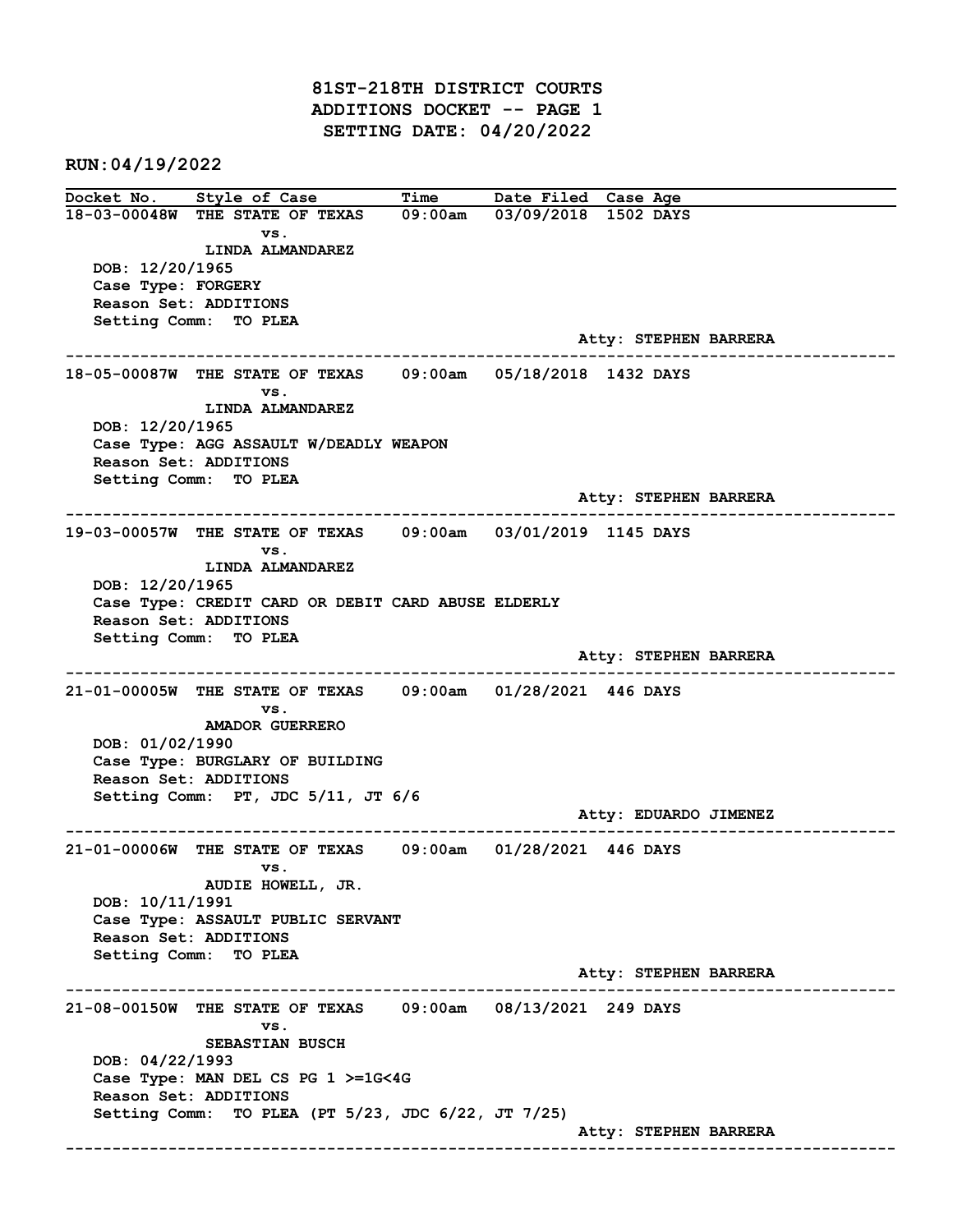# 81ST-218TH DISTRICT COURTS
## ADDITIONS DOCKET -- PAGE 1
## SETTING DATE: 04/20/2022

**RUN:04/19/2022**

| Docket No. | Style of Case | Time | Date Filed | Case Age |
|---|---|---|---|---|

---

**18-03-00048W** THE STATE OF TEXAS vs. LINDA ALMANDAREZ — 09:00am — 03/09/2018 — 1502 DAYS

DOB: 12/20/1965
Case Type: FORGERY
Reason Set: ADDITIONS
Setting Comm: TO PLEA
Atty: STEPHEN BARRERA

---

**18-05-00087W** THE STATE OF TEXAS vs. LINDA ALMANDAREZ — 09:00am — 05/18/2018 — 1432 DAYS

DOB: 12/20/1965
Case Type: AGG ASSAULT W/DEADLY WEAPON
Reason Set: ADDITIONS
Setting Comm: TO PLEA
Atty: STEPHEN BARRERA

---

**19-03-00057W** THE STATE OF TEXAS vs. LINDA ALMANDAREZ — 09:00am — 03/01/2019 — 1145 DAYS

DOB: 12/20/1965
Case Type: CREDIT CARD OR DEBIT CARD ABUSE ELDERLY
Reason Set: ADDITIONS
Setting Comm: TO PLEA
Atty: STEPHEN BARRERA

---

**21-01-00005W** THE STATE OF TEXAS vs. AMADOR GUERRERO — 09:00am — 01/28/2021 — 446 DAYS

DOB: 01/02/1990
Case Type: BURGLARY OF BUILDING
Reason Set: ADDITIONS
Setting Comm: PT, JDC 5/11, JT 6/6
Atty: EDUARDO JIMENEZ

---

**21-01-00006W** THE STATE OF TEXAS vs. AUDIE HOWELL, JR. — 09:00am — 01/28/2021 — 446 DAYS

DOB: 10/11/1991
Case Type: ASSAULT PUBLIC SERVANT
Reason Set: ADDITIONS
Setting Comm: TO PLEA
Atty: STEPHEN BARRERA

---

**21-08-00150W** THE STATE OF TEXAS vs. SEBASTIAN BUSCH — 09:00am — 08/13/2021 — 249 DAYS

DOB: 04/22/1993
Case Type: MAN DEL CS PG 1 >=1G<4G
Reason Set: ADDITIONS
Setting Comm: TO PLEA (PT 5/23, JDC 6/22, JT 7/25)
Atty: STEPHEN BARRERA

---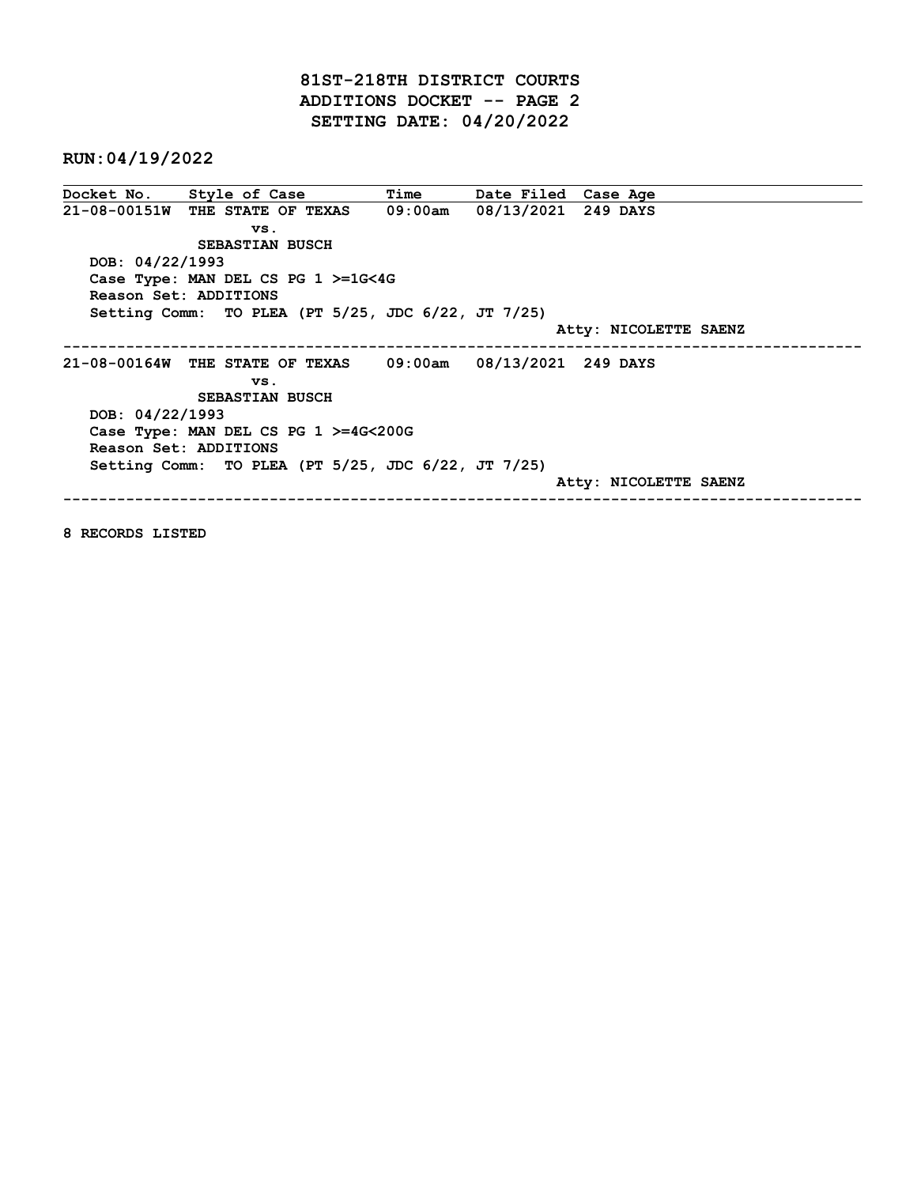# 81ST-218TH DISTRICT COURTS
## ADDITIONS DOCKET -- PAGE 2
## SETTING DATE: 04/20/2022

**RUN:04/19/2022**

| Docket No. | Style of Case | Time | Date Filed | Case Age |
|---|---|---|---|---|
| 21-08-00151W | THE STATE OF TEXAS vs. SEBASTIAN BUSCH | 09:00am | 08/13/2021 | 249 DAYS |

DOB: 04/22/1993
Case Type: MAN DEL CS PG 1 >=1G<4G
Reason Set: ADDITIONS
Setting Comm: TO PLEA (PT 5/25, JDC 6/22, JT 7/25)
Atty: NICOLETTE SAENZ

---

| Docket No. | Style of Case | Time | Date Filed | Case Age |
|---|---|---|---|---|
| 21-08-00164W | THE STATE OF TEXAS vs. SEBASTIAN BUSCH | 09:00am | 08/13/2021 | 249 DAYS |

DOB: 04/22/1993
Case Type: MAN DEL CS PG 1 >=4G<200G
Reason Set: ADDITIONS
Setting Comm: TO PLEA (PT 5/25, JDC 6/22, JT 7/25)
Atty: NICOLETTE SAENZ

---

8 RECORDS LISTED